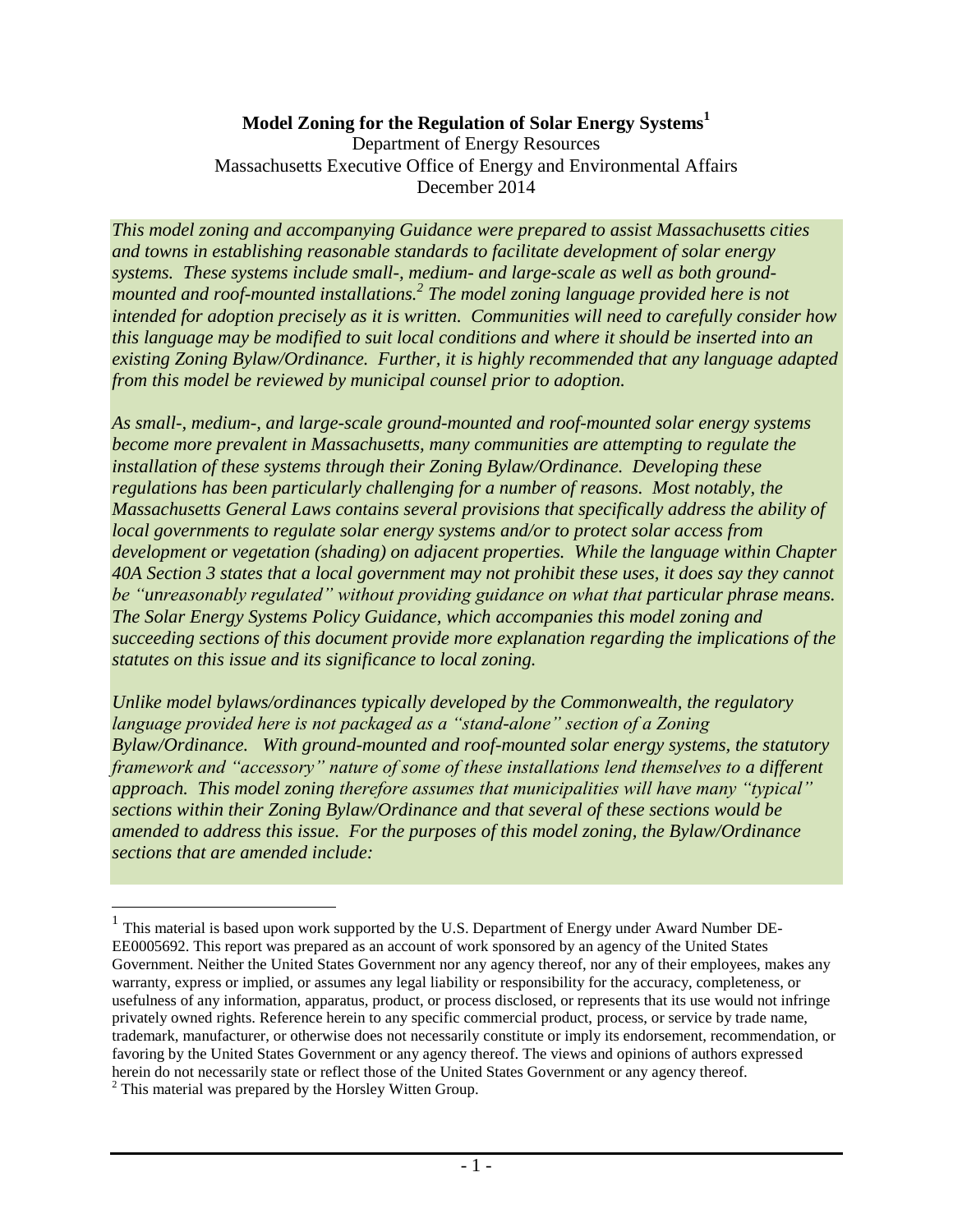# Model Zoning for the Regulation of Solar Energy Systems[1]

Department of Energy Resources
Massachusetts Executive Office of Energy and Environmental Affairs
December 2014

*This model zoning and accompanying Guidance were prepared to assist Massachusetts cities and towns in establishing reasonable standards to facilitate development of solar energy systems. These systems include small-, medium- and large-scale as well as both ground-mounted and roof-mounted installations.[2] The model zoning language provided here is not intended for adoption precisely as it is written. Communities will need to carefully consider how this language may be modified to suit local conditions and where it should be inserted into an existing Zoning Bylaw/Ordinance. Further, it is highly recommended that any language adapted from this model be reviewed by municipal counsel prior to adoption.*

*As small-, medium-, and large-scale ground-mounted and roof-mounted solar energy systems become more prevalent in Massachusetts, many communities are attempting to regulate the installation of these systems through their Zoning Bylaw/Ordinance. Developing these regulations has been particularly challenging for a number of reasons. Most notably, the Massachusetts General Laws contains several provisions that specifically address the ability of local governments to regulate solar energy systems and/or to protect solar access from development or vegetation (shading) on adjacent properties. While the language within Chapter 40A Section 3 states that a local government may not prohibit these uses, it does say they cannot be "unreasonably regulated" without providing guidance on what that particular phrase means. The Solar Energy Systems Policy Guidance, which accompanies this model zoning and succeeding sections of this document provide more explanation regarding the implications of the statutes on this issue and its significance to local zoning.*

*Unlike model bylaws/ordinances typically developed by the Commonwealth, the regulatory language provided here is not packaged as a "stand-alone" section of a Zoning Bylaw/Ordinance. With ground-mounted and roof-mounted solar energy systems, the statutory framework and "accessory" nature of some of these installations lend themselves to a different approach. This model zoning therefore assumes that municipalities will have many "typical" sections within their Zoning Bylaw/Ordinance and that several of these sections would be amended to address this issue. For the purposes of this model zoning, the Bylaw/Ordinance sections that are amended include:*

---

[1] This material is based upon work supported by the U.S. Department of Energy under Award Number DE-EE0005692. This report was prepared as an account of work sponsored by an agency of the United States Government. Neither the United States Government nor any agency thereof, nor any of their employees, makes any warranty, express or implied, or assumes any legal liability or responsibility for the accuracy, completeness, or usefulness of any information, apparatus, product, or process disclosed, or represents that its use would not infringe privately owned rights. Reference herein to any specific commercial product, process, or service by trade name, trademark, manufacturer, or otherwise does not necessarily constitute or imply its endorsement, recommendation, or favoring by the United States Government or any agency thereof. The views and opinions of authors expressed herein do not necessarily state or reflect those of the United States Government or any agency thereof.

[2] This material was prepared by the Horsley Witten Group.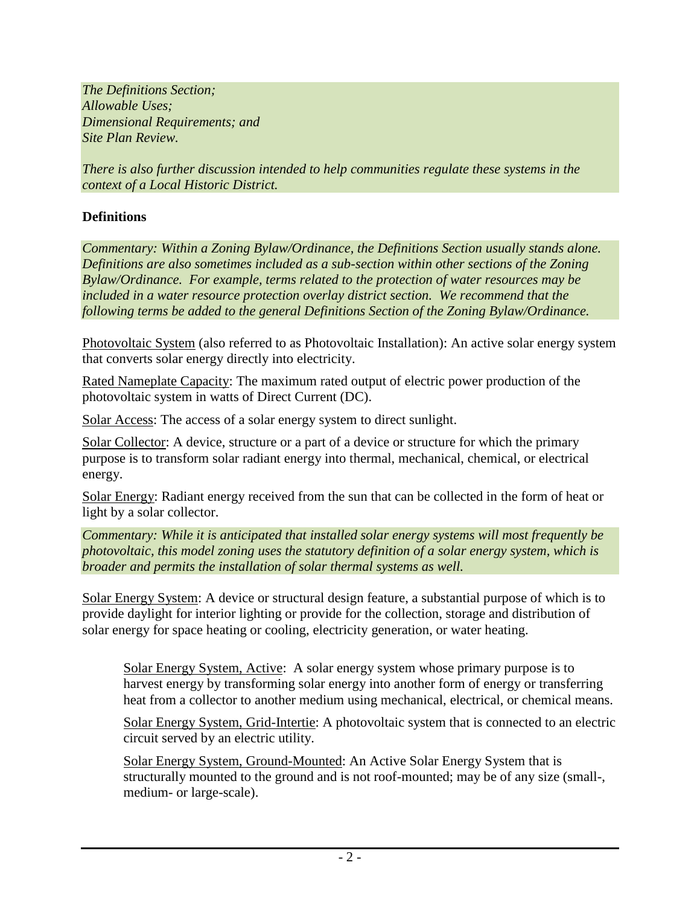*The Definitions Section;*
*Allowable Uses;*
*Dimensional Requirements; and*
*Site Plan Review.*

*There is also further discussion intended to help communities regulate these systems in the context of a Local Historic District.*

**Definitions**

*Commentary: Within a Zoning Bylaw/Ordinance, the Definitions Section usually stands alone. Definitions are also sometimes included as a sub-section within other sections of the Zoning Bylaw/Ordinance. For example, terms related to the protection of water resources may be included in a water resource protection overlay district section. We recommend that the following terms be added to the general Definitions Section of the Zoning Bylaw/Ordinance.*

<u>Photovoltaic System</u> (also referred to as Photovoltaic Installation): An active solar energy system that converts solar energy directly into electricity.

<u>Rated Nameplate Capacity</u>: The maximum rated output of electric power production of the photovoltaic system in watts of Direct Current (DC).

<u>Solar Access</u>: The access of a solar energy system to direct sunlight.

<u>Solar Collector</u>: A device, structure or a part of a device or structure for which the primary purpose is to transform solar radiant energy into thermal, mechanical, chemical, or electrical energy.

<u>Solar Energy</u>: Radiant energy received from the sun that can be collected in the form of heat or light by a solar collector.

*Commentary: While it is anticipated that installed solar energy systems will most frequently be photovoltaic, this model zoning uses the statutory definition of a solar energy system, which is broader and permits the installation of solar thermal systems as well.*

<u>Solar Energy System</u>: A device or structural design feature, a substantial purpose of which is to provide daylight for interior lighting or provide for the collection, storage and distribution of solar energy for space heating or cooling, electricity generation, or water heating.

> <u>Solar Energy System, Active</u>: A solar energy system whose primary purpose is to harvest energy by transforming solar energy into another form of energy or transferring heat from a collector to another medium using mechanical, electrical, or chemical means.
>
> <u>Solar Energy System, Grid-Intertie</u>: A photovoltaic system that is connected to an electric circuit served by an electric utility.
>
> <u>Solar Energy System, Ground-Mounted</u>: An Active Solar Energy System that is structurally mounted to the ground and is not roof-mounted; may be of any size (small-, medium- or large-scale).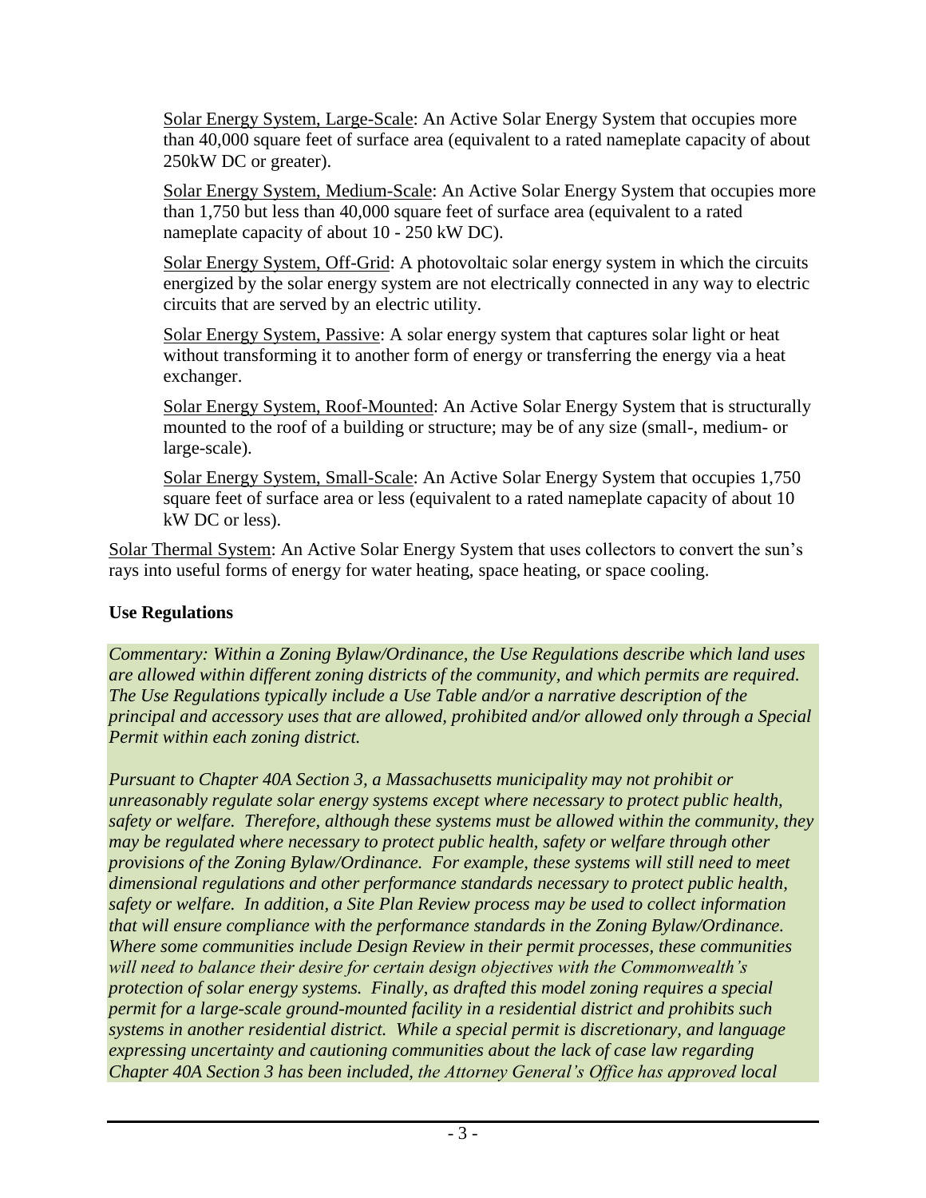Solar Energy System, Large-Scale: An Active Solar Energy System that occupies more than 40,000 square feet of surface area (equivalent to a rated nameplate capacity of about 250kW DC or greater).

Solar Energy System, Medium-Scale: An Active Solar Energy System that occupies more than 1,750 but less than 40,000 square feet of surface area (equivalent to a rated nameplate capacity of about 10 - 250 kW DC).

Solar Energy System, Off-Grid: A photovoltaic solar energy system in which the circuits energized by the solar energy system are not electrically connected in any way to electric circuits that are served by an electric utility.

Solar Energy System, Passive: A solar energy system that captures solar light or heat without transforming it to another form of energy or transferring the energy via a heat exchanger.

Solar Energy System, Roof-Mounted: An Active Solar Energy System that is structurally mounted to the roof of a building or structure; may be of any size (small-, medium- or large-scale).

Solar Energy System, Small-Scale: An Active Solar Energy System that occupies 1,750 square feet of surface area or less (equivalent to a rated nameplate capacity of about 10 kW DC or less).

Solar Thermal System: An Active Solar Energy System that uses collectors to convert the sun's rays into useful forms of energy for water heating, space heating, or space cooling.

**Use Regulations**

*Commentary: Within a Zoning Bylaw/Ordinance, the Use Regulations describe which land uses are allowed within different zoning districts of the community, and which permits are required. The Use Regulations typically include a Use Table and/or a narrative description of the principal and accessory uses that are allowed, prohibited and/or allowed only through a Special Permit within each zoning district.*

*Pursuant to Chapter 40A Section 3, a Massachusetts municipality may not prohibit or unreasonably regulate solar energy systems except where necessary to protect public health, safety or welfare. Therefore, although these systems must be allowed within the community, they may be regulated where necessary to protect public health, safety or welfare through other provisions of the Zoning Bylaw/Ordinance. For example, these systems will still need to meet dimensional regulations and other performance standards necessary to protect public health, safety or welfare. In addition, a Site Plan Review process may be used to collect information that will ensure compliance with the performance standards in the Zoning Bylaw/Ordinance. Where some communities include Design Review in their permit processes, these communities will need to balance their desire for certain design objectives with the Commonwealth's protection of solar energy systems. Finally, as drafted this model zoning requires a special permit for a large-scale ground-mounted facility in a residential district and prohibits such systems in another residential district. While a special permit is discretionary, and language expressing uncertainty and cautioning communities about the lack of case law regarding Chapter 40A Section 3 has been included, the Attorney General's Office has approved local*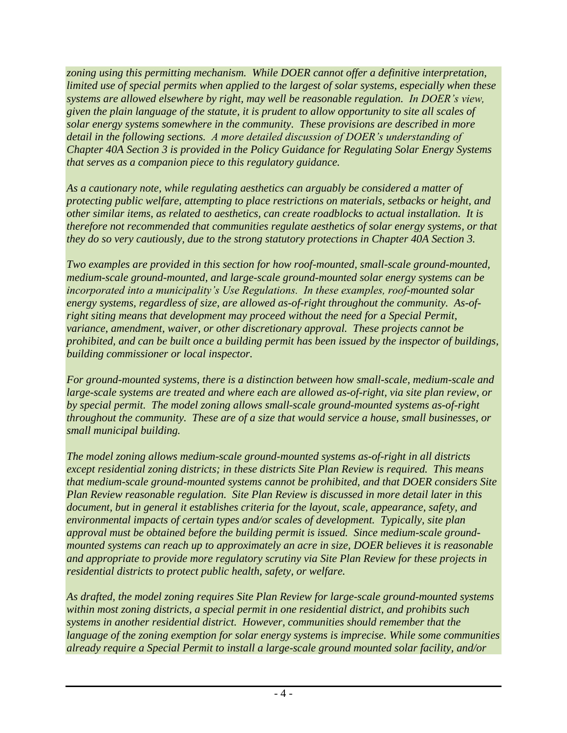*zoning using this permitting mechanism. While DOER cannot offer a definitive interpretation, limited use of special permits when applied to the largest of solar systems, especially when these systems are allowed elsewhere by right, may well be reasonable regulation. In DOER's view, given the plain language of the statute, it is prudent to allow opportunity to site all scales of solar energy systems somewhere in the community. These provisions are described in more detail in the following sections. A more detailed discussion of DOER's understanding of Chapter 40A Section 3 is provided in the Policy Guidance for Regulating Solar Energy Systems that serves as a companion piece to this regulatory guidance.*

*As a cautionary note, while regulating aesthetics can arguably be considered a matter of protecting public welfare, attempting to place restrictions on materials, setbacks or height, and other similar items, as related to aesthetics, can create roadblocks to actual installation. It is therefore not recommended that communities regulate aesthetics of solar energy systems, or that they do so very cautiously, due to the strong statutory protections in Chapter 40A Section 3.*

*Two examples are provided in this section for how roof-mounted, small-scale ground-mounted, medium-scale ground-mounted, and large-scale ground-mounted solar energy systems can be incorporated into a municipality's Use Regulations. In these examples, roof-mounted solar energy systems, regardless of size, are allowed as-of-right throughout the community. As-of-right siting means that development may proceed without the need for a Special Permit, variance, amendment, waiver, or other discretionary approval. These projects cannot be prohibited, and can be built once a building permit has been issued by the inspector of buildings, building commissioner or local inspector.*

*For ground-mounted systems, there is a distinction between how small-scale, medium-scale and large-scale systems are treated and where each are allowed as-of-right, via site plan review, or by special permit. The model zoning allows small-scale ground-mounted systems as-of-right throughout the community. These are of a size that would service a house, small businesses, or small municipal building.*

*The model zoning allows medium-scale ground-mounted systems as-of-right in all districts except residential zoning districts; in these districts Site Plan Review is required. This means that medium-scale ground-mounted systems cannot be prohibited, and that DOER considers Site Plan Review reasonable regulation. Site Plan Review is discussed in more detail later in this document, but in general it establishes criteria for the layout, scale, appearance, safety, and environmental impacts of certain types and/or scales of development. Typically, site plan approval must be obtained before the building permit is issued. Since medium-scale ground-mounted systems can reach up to approximately an acre in size, DOER believes it is reasonable and appropriate to provide more regulatory scrutiny via Site Plan Review for these projects in residential districts to protect public health, safety, or welfare.*

*As drafted, the model zoning requires Site Plan Review for large-scale ground-mounted systems within most zoning districts, a special permit in one residential district, and prohibits such systems in another residential district. However, communities should remember that the language of the zoning exemption for solar energy systems is imprecise. While some communities already require a Special Permit to install a large-scale ground mounted solar facility, and/or*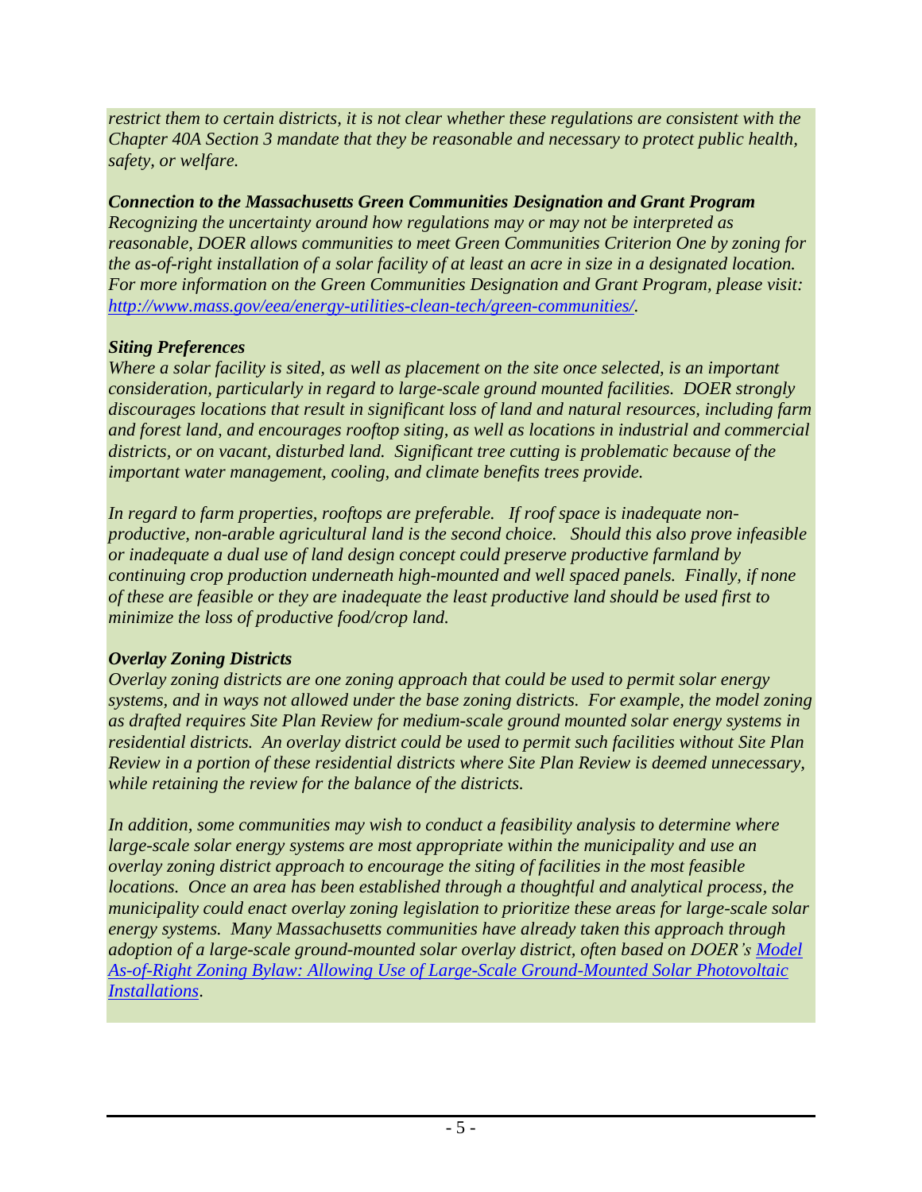*restrict them to certain districts, it is not clear whether these regulations are consistent with the Chapter 40A Section 3 mandate that they be reasonable and necessary to protect public health, safety, or welfare.*

***Connection to the Massachusetts Green Communities Designation and Grant Program***

*Recognizing the uncertainty around how regulations may or may not be interpreted as reasonable, DOER allows communities to meet Green Communities Criterion One by zoning for the as-of-right installation of a solar facility of at least an acre in size in a designated location. For more information on the Green Communities Designation and Grant Program, please visit: [http://www.mass.gov/eea/energy-utilities-clean-tech/green-communities/](http://www.mass.gov/eea/energy-utilities-clean-tech/green-communities/).*

***Siting Preferences***

*Where a solar facility is sited, as well as placement on the site once selected, is an important consideration, particularly in regard to large-scale ground mounted facilities. DOER strongly discourages locations that result in significant loss of land and natural resources, including farm and forest land, and encourages rooftop siting, as well as locations in industrial and commercial districts, or on vacant, disturbed land. Significant tree cutting is problematic because of the important water management, cooling, and climate benefits trees provide.*

*In regard to farm properties, rooftops are preferable. If roof space is inadequate non-productive, non-arable agricultural land is the second choice. Should this also prove infeasible or inadequate a dual use of land design concept could preserve productive farmland by continuing crop production underneath high-mounted and well spaced panels. Finally, if none of these are feasible or they are inadequate the least productive land should be used first to minimize the loss of productive food/crop land.*

***Overlay Zoning Districts***

*Overlay zoning districts are one zoning approach that could be used to permit solar energy systems, and in ways not allowed under the base zoning districts. For example, the model zoning as drafted requires Site Plan Review for medium-scale ground mounted solar energy systems in residential districts. An overlay district could be used to permit such facilities without Site Plan Review in a portion of these residential districts where Site Plan Review is deemed unnecessary, while retaining the review for the balance of the districts.*

*In addition, some communities may wish to conduct a feasibility analysis to determine where large-scale solar energy systems are most appropriate within the municipality and use an overlay zoning district approach to encourage the siting of facilities in the most feasible locations. Once an area has been established through a thoughtful and analytical process, the municipality could enact overlay zoning legislation to prioritize these areas for large-scale solar energy systems. Many Massachusetts communities have already taken this approach through adoption of a large-scale ground-mounted solar overlay district, often based on DOER's [Model As-of-Right Zoning Bylaw: Allowing Use of Large-Scale Ground-Mounted Solar Photovoltaic Installations](#).*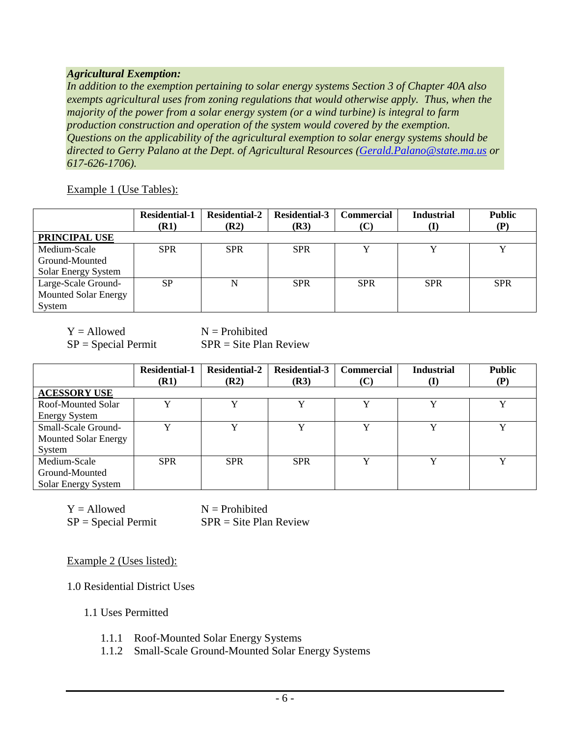***Agricultural Exemption:***
*In addition to the exemption pertaining to solar energy systems Section 3 of Chapter 40A also exempts agricultural uses from zoning regulations that would otherwise apply. Thus, when the majority of the power from a solar energy system (or a wind turbine) is integral to farm production construction and operation of the system would covered by the exemption. Questions on the applicability of the agricultural exemption to solar energy systems should be directed to Gerry Palano at the Dept. of Agricultural Resources ([Gerald.Palano@state.ma.us](mailto:Gerald.Palano@state.ma.us) or 617-626-1706).*

Example 1 (Use Tables):

| | **Residential-1 (R1)** | **Residential-2 (R2)** | **Residential-3 (R3)** | **Commercial (C)** | **Industrial (I)** | **Public (P)** |
|---|---|---|---|---|---|---|
| **PRINCIPAL USE** | | | | | | |
| Medium-Scale Ground-Mounted Solar Energy System | SPR | SPR | SPR | Y | Y | Y |
| Large-Scale Ground-Mounted Solar Energy System | SP | N | SPR | SPR | SPR | SPR |

Y = Allowed N = Prohibited
SP = Special Permit SPR = Site Plan Review

| | **Residential-1 (R1)** | **Residential-2 (R2)** | **Residential-3 (R3)** | **Commercial (C)** | **Industrial (I)** | **Public (P)** |
|---|---|---|---|---|---|---|
| **ACESSORY USE** | | | | | | |
| Roof-Mounted Solar Energy System | Y | Y | Y | Y | Y | Y |
| Small-Scale Ground-Mounted Solar Energy System | Y | Y | Y | Y | Y | Y |
| Medium-Scale Ground-Mounted Solar Energy System | SPR | SPR | SPR | Y | Y | Y |

Y = Allowed N = Prohibited
SP = Special Permit SPR = Site Plan Review

Example 2 (Uses listed):

1.0 Residential District Uses

1.1 Uses Permitted

1.1.1 Roof-Mounted Solar Energy Systems
1.1.2 Small-Scale Ground-Mounted Solar Energy Systems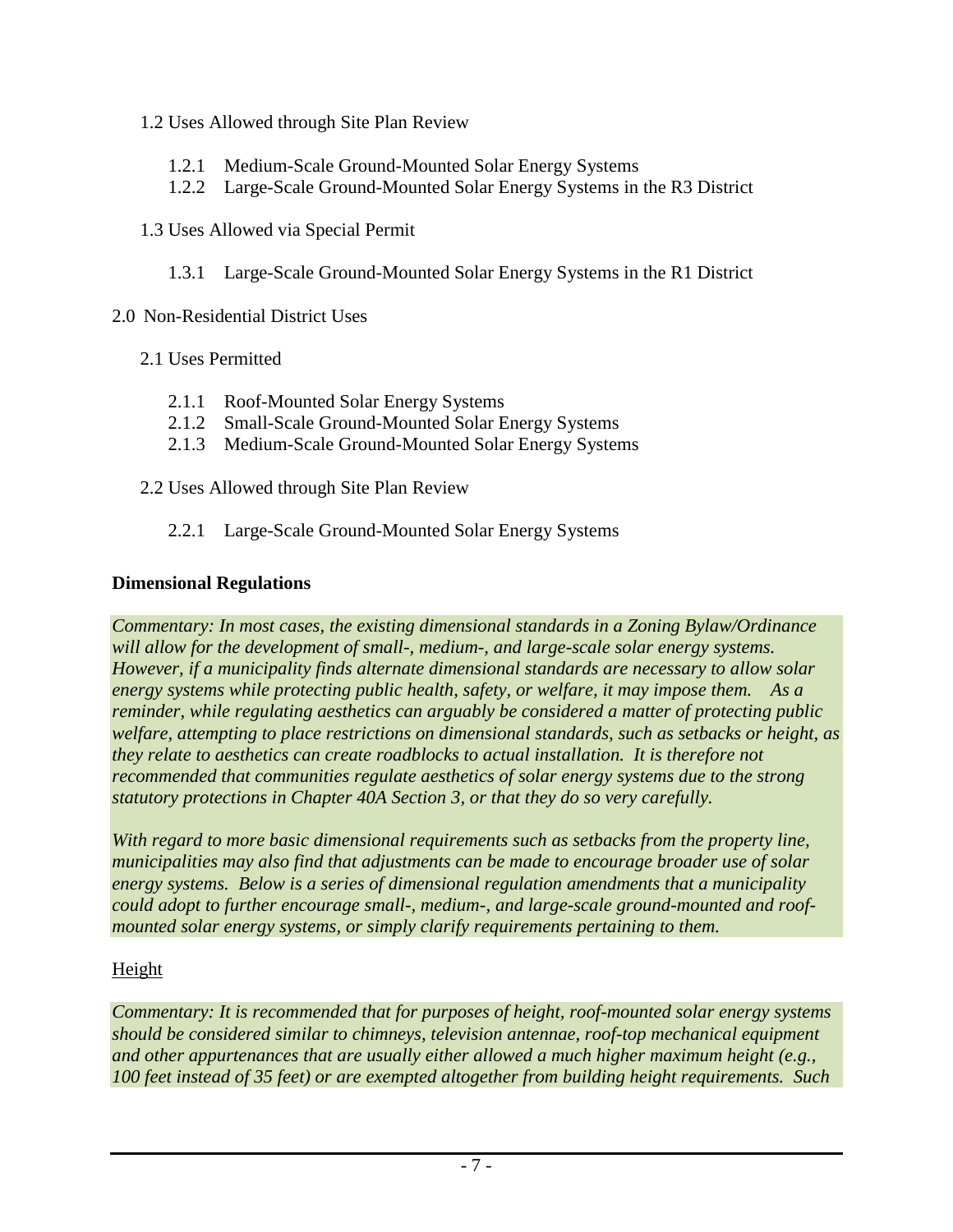1.2 Uses Allowed through Site Plan Review

- 1.2.1 Medium-Scale Ground-Mounted Solar Energy Systems
- 1.2.2 Large-Scale Ground-Mounted Solar Energy Systems in the R3 District

1.3 Uses Allowed via Special Permit

- 1.3.1 Large-Scale Ground-Mounted Solar Energy Systems in the R1 District

2.0 Non-Residential District Uses

2.1 Uses Permitted

- 2.1.1 Roof-Mounted Solar Energy Systems
- 2.1.2 Small-Scale Ground-Mounted Solar Energy Systems
- 2.1.3 Medium-Scale Ground-Mounted Solar Energy Systems

2.2 Uses Allowed through Site Plan Review

- 2.2.1 Large-Scale Ground-Mounted Solar Energy Systems

**Dimensional Regulations**

*Commentary: In most cases, the existing dimensional standards in a Zoning Bylaw/Ordinance will allow for the development of small-, medium-, and large-scale solar energy systems. However, if a municipality finds alternate dimensional standards are necessary to allow solar energy systems while protecting public health, safety, or welfare, it may impose them. As a reminder, while regulating aesthetics can arguably be considered a matter of protecting public welfare, attempting to place restrictions on dimensional standards, such as setbacks or height, as they relate to aesthetics can create roadblocks to actual installation. It is therefore not recommended that communities regulate aesthetics of solar energy systems due to the strong statutory protections in Chapter 40A Section 3, or that they do so very carefully.*

*With regard to more basic dimensional requirements such as setbacks from the property line, municipalities may also find that adjustments can be made to encourage broader use of solar energy systems. Below is a series of dimensional regulation amendments that a municipality could adopt to further encourage small-, medium-, and large-scale ground-mounted and roof-mounted solar energy systems, or simply clarify requirements pertaining to them.*

Height

*Commentary: It is recommended that for purposes of height, roof-mounted solar energy systems should be considered similar to chimneys, television antennae, roof-top mechanical equipment and other appurtenances that are usually either allowed a much higher maximum height (e.g., 100 feet instead of 35 feet) or are exempted altogether from building height requirements. Such*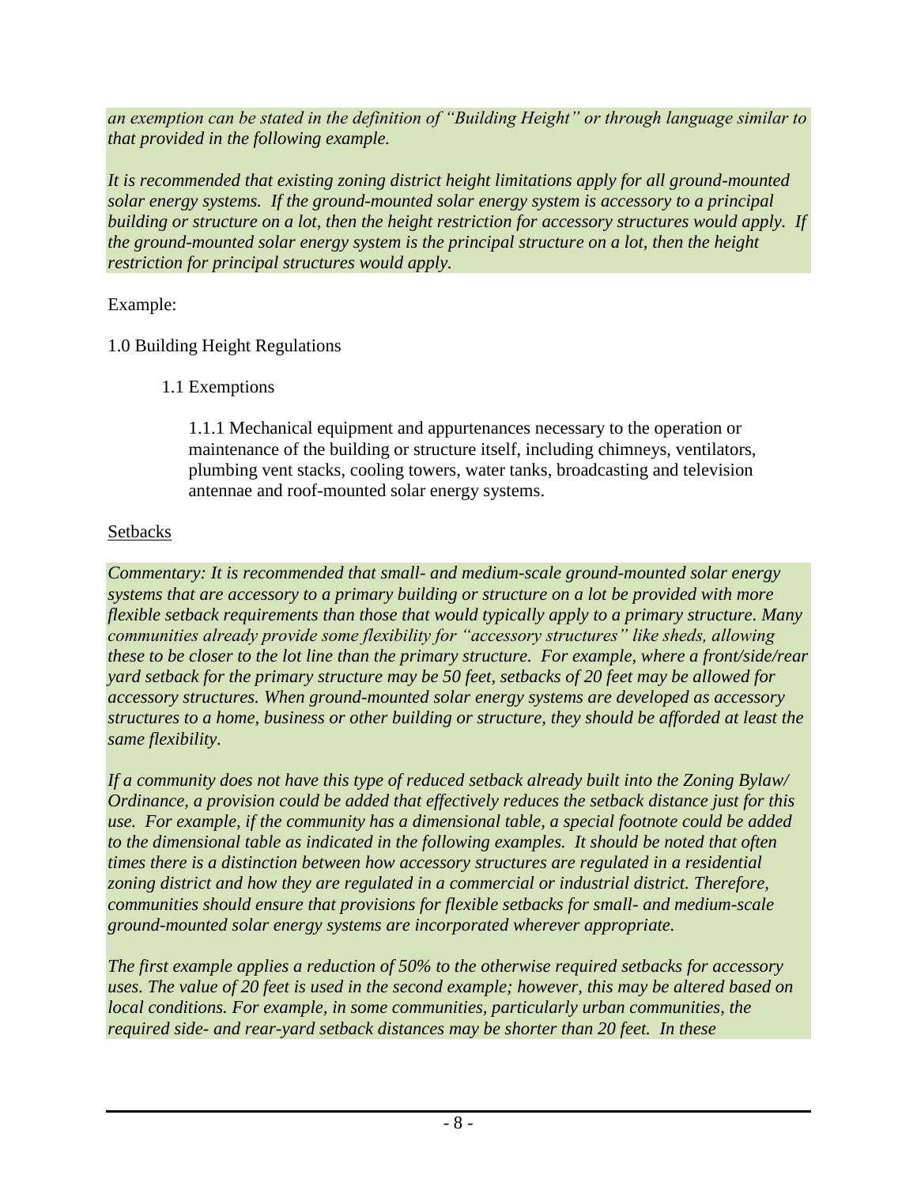*an exemption can be stated in the definition of "Building Height" or through language similar to that provided in the following example.*

*It is recommended that existing zoning district height limitations apply for all ground-mounted solar energy systems. If the ground-mounted solar energy system is accessory to a principal building or structure on a lot, then the height restriction for accessory structures would apply. If the ground-mounted solar energy system is the principal structure on a lot, then the height restriction for principal structures would apply.*

Example:

1.0 Building Height Regulations

1.1 Exemptions

1.1.1 Mechanical equipment and appurtenances necessary to the operation or maintenance of the building or structure itself, including chimneys, ventilators, plumbing vent stacks, cooling towers, water tanks, broadcasting and television antennae and roof-mounted solar energy systems.

Setbacks

*Commentary: It is recommended that small- and medium-scale ground-mounted solar energy systems that are accessory to a primary building or structure on a lot be provided with more flexible setback requirements than those that would typically apply to a primary structure. Many communities already provide some flexibility for "accessory structures" like sheds, allowing these to be closer to the lot line than the primary structure. For example, where a front/side/rear yard setback for the primary structure may be 50 feet, setbacks of 20 feet may be allowed for accessory structures. When ground-mounted solar energy systems are developed as accessory structures to a home, business or other building or structure, they should be afforded at least the same flexibility.*

*If a community does not have this type of reduced setback already built into the Zoning Bylaw/ Ordinance, a provision could be added that effectively reduces the setback distance just for this use. For example, if the community has a dimensional table, a special footnote could be added to the dimensional table as indicated in the following examples. It should be noted that often times there is a distinction between how accessory structures are regulated in a residential zoning district and how they are regulated in a commercial or industrial district. Therefore, communities should ensure that provisions for flexible setbacks for small- and medium-scale ground-mounted solar energy systems are incorporated wherever appropriate.*

*The first example applies a reduction of 50% to the otherwise required setbacks for accessory uses. The value of 20 feet is used in the second example; however, this may be altered based on local conditions. For example, in some communities, particularly urban communities, the required side- and rear-yard setback distances may be shorter than 20 feet. In these*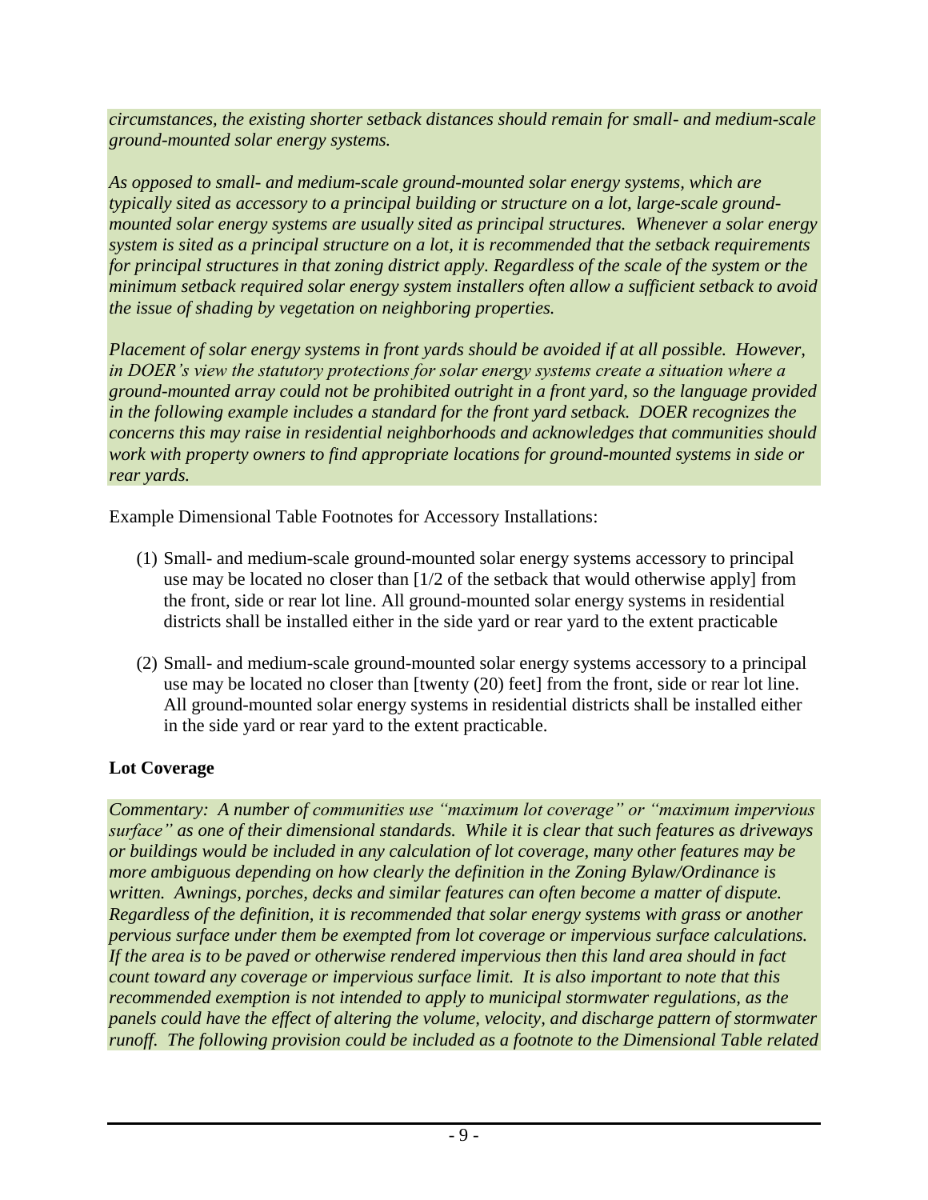*circumstances, the existing shorter setback distances should remain for small- and medium-scale ground-mounted solar energy systems.*

*As opposed to small- and medium-scale ground-mounted solar energy systems, which are typically sited as accessory to a principal building or structure on a lot, large-scale ground-mounted solar energy systems are usually sited as principal structures. Whenever a solar energy system is sited as a principal structure on a lot, it is recommended that the setback requirements for principal structures in that zoning district apply. Regardless of the scale of the system or the minimum setback required solar energy system installers often allow a sufficient setback to avoid the issue of shading by vegetation on neighboring properties.*

*Placement of solar energy systems in front yards should be avoided if at all possible. However, in DOER's view the statutory protections for solar energy systems create a situation where a ground-mounted array could not be prohibited outright in a front yard, so the language provided in the following example includes a standard for the front yard setback. DOER recognizes the concerns this may raise in residential neighborhoods and acknowledges that communities should work with property owners to find appropriate locations for ground-mounted systems in side or rear yards.*

Example Dimensional Table Footnotes for Accessory Installations:

(1) Small- and medium-scale ground-mounted solar energy systems accessory to principal use may be located no closer than [1/2 of the setback that would otherwise apply] from the front, side or rear lot line. All ground-mounted solar energy systems in residential districts shall be installed either in the side yard or rear yard to the extent practicable

(2) Small- and medium-scale ground-mounted solar energy systems accessory to a principal use may be located no closer than [twenty (20) feet] from the front, side or rear lot line. All ground-mounted solar energy systems in residential districts shall be installed either in the side yard or rear yard to the extent practicable.

### Lot Coverage

*Commentary: A number of communities use "maximum lot coverage" or "maximum impervious surface" as one of their dimensional standards. While it is clear that such features as driveways or buildings would be included in any calculation of lot coverage, many other features may be more ambiguous depending on how clearly the definition in the Zoning Bylaw/Ordinance is written. Awnings, porches, decks and similar features can often become a matter of dispute. Regardless of the definition, it is recommended that solar energy systems with grass or another pervious surface under them be exempted from lot coverage or impervious surface calculations. If the area is to be paved or otherwise rendered impervious then this land area should in fact count toward any coverage or impervious surface limit. It is also important to note that this recommended exemption is not intended to apply to municipal stormwater regulations, as the panels could have the effect of altering the volume, velocity, and discharge pattern of stormwater runoff. The following provision could be included as a footnote to the Dimensional Table related*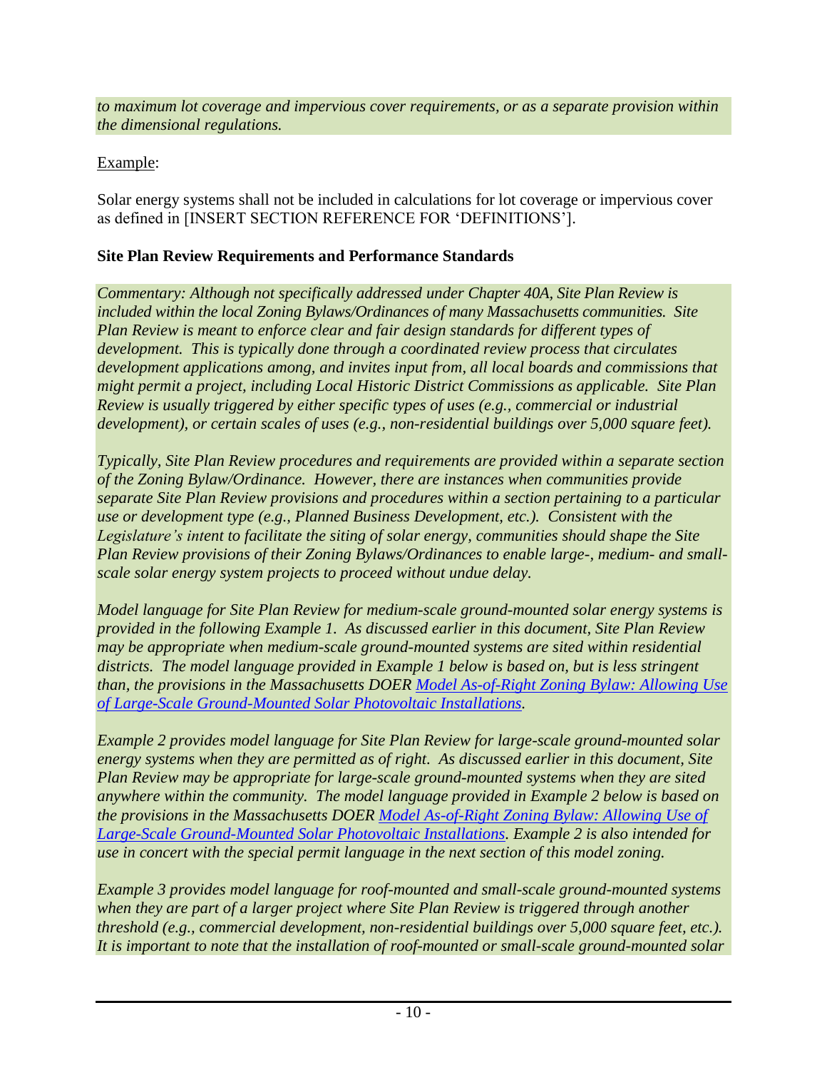*to maximum lot coverage and impervious cover requirements, or as a separate provision within the dimensional regulations.*

Example:

Solar energy systems shall not be included in calculations for lot coverage or impervious cover as defined in [INSERT SECTION REFERENCE FOR 'DEFINITIONS'].

**Site Plan Review Requirements and Performance Standards**

*Commentary: Although not specifically addressed under Chapter 40A, Site Plan Review is included within the local Zoning Bylaws/Ordinances of many Massachusetts communities. Site Plan Review is meant to enforce clear and fair design standards for different types of development. This is typically done through a coordinated review process that circulates development applications among, and invites input from, all local boards and commissions that might permit a project, including Local Historic District Commissions as applicable. Site Plan Review is usually triggered by either specific types of uses (e.g., commercial or industrial development), or certain scales of uses (e.g., non-residential buildings over 5,000 square feet).*

*Typically, Site Plan Review procedures and requirements are provided within a separate section of the Zoning Bylaw/Ordinance. However, there are instances when communities provide separate Site Plan Review provisions and procedures within a section pertaining to a particular use or development type (e.g., Planned Business Development, etc.). Consistent with the Legislature's intent to facilitate the siting of solar energy, communities should shape the Site Plan Review provisions of their Zoning Bylaws/Ordinances to enable large-, medium- and small-scale solar energy system projects to proceed without undue delay.*

*Model language for Site Plan Review for medium-scale ground-mounted solar energy systems is provided in the following Example 1. As discussed earlier in this document, Site Plan Review may be appropriate when medium-scale ground-mounted systems are sited within residential districts. The model language provided in Example 1 below is based on, but is less stringent than, the provisions in the Massachusetts DOER Model As-of-Right Zoning Bylaw: Allowing Use of Large-Scale Ground-Mounted Solar Photovoltaic Installations.*

*Example 2 provides model language for Site Plan Review for large-scale ground-mounted solar energy systems when they are permitted as of right. As discussed earlier in this document, Site Plan Review may be appropriate for large-scale ground-mounted systems when they are sited anywhere within the community. The model language provided in Example 2 below is based on the provisions in the Massachusetts DOER Model As-of-Right Zoning Bylaw: Allowing Use of Large-Scale Ground-Mounted Solar Photovoltaic Installations. Example 2 is also intended for use in concert with the special permit language in the next section of this model zoning.*

*Example 3 provides model language for roof-mounted and small-scale ground-mounted systems when they are part of a larger project where Site Plan Review is triggered through another threshold (e.g., commercial development, non-residential buildings over 5,000 square feet, etc.). It is important to note that the installation of roof-mounted or small-scale ground-mounted solar*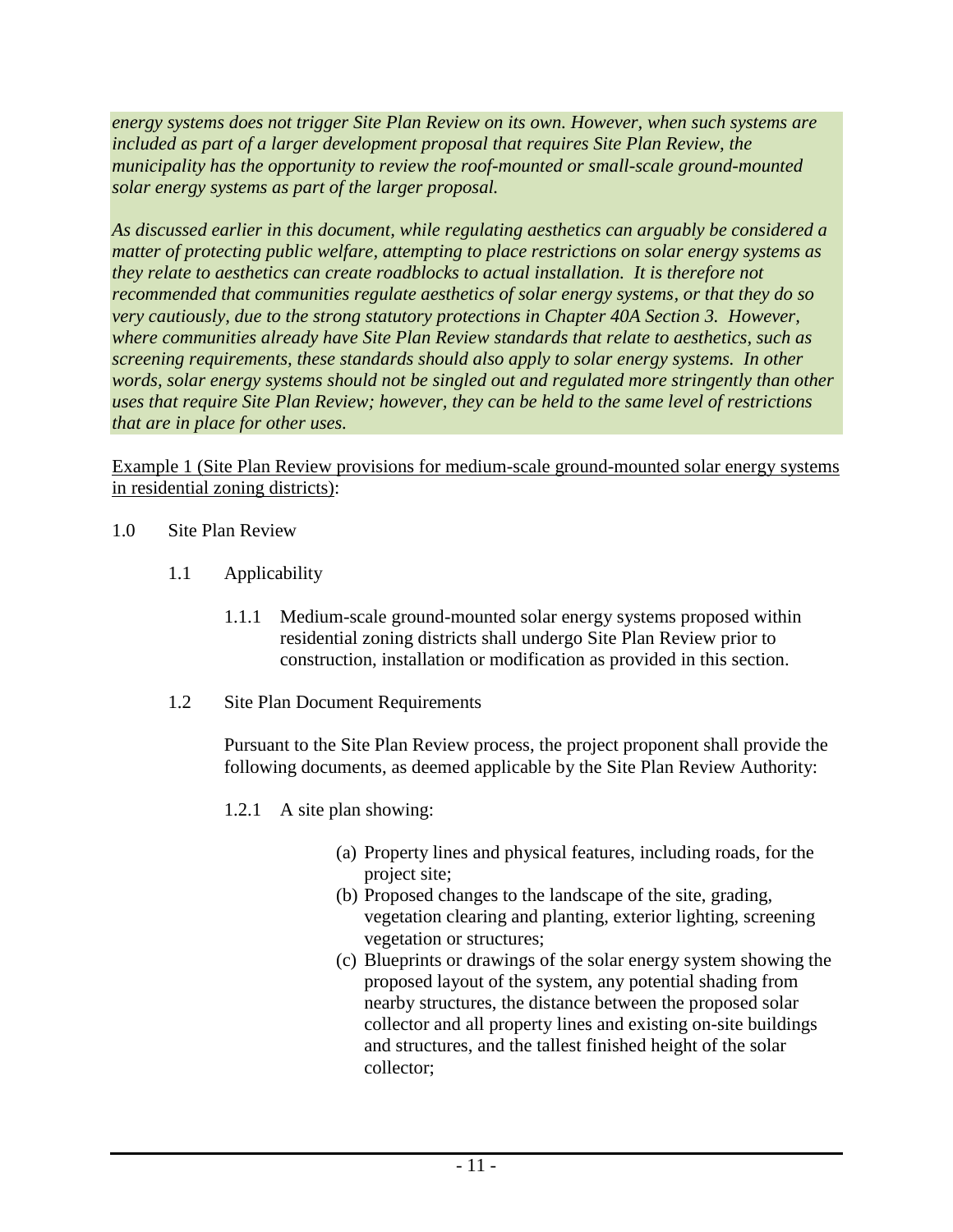*energy systems does not trigger Site Plan Review on its own. However, when such systems are included as part of a larger development proposal that requires Site Plan Review, the municipality has the opportunity to review the roof-mounted or small-scale ground-mounted solar energy systems as part of the larger proposal.*

*As discussed earlier in this document, while regulating aesthetics can arguably be considered a matter of protecting public welfare, attempting to place restrictions on solar energy systems as they relate to aesthetics can create roadblocks to actual installation. It is therefore not recommended that communities regulate aesthetics of solar energy systems, or that they do so very cautiously, due to the strong statutory protections in Chapter 40A Section 3. However, where communities already have Site Plan Review standards that relate to aesthetics, such as screening requirements, these standards should also apply to solar energy systems. In other words, solar energy systems should not be singled out and regulated more stringently than other uses that require Site Plan Review; however, they can be held to the same level of restrictions that are in place for other uses.*

<u>Example 1 (Site Plan Review provisions for medium-scale ground-mounted solar energy systems in residential zoning districts)</u>:

1.0 Site Plan Review

1.1 Applicability

1.1.1 Medium-scale ground-mounted solar energy systems proposed within residential zoning districts shall undergo Site Plan Review prior to construction, installation or modification as provided in this section.

1.2 Site Plan Document Requirements

Pursuant to the Site Plan Review process, the project proponent shall provide the following documents, as deemed applicable by the Site Plan Review Authority:

1.2.1 A site plan showing:

(a) Property lines and physical features, including roads, for the project site;
(b) Proposed changes to the landscape of the site, grading, vegetation clearing and planting, exterior lighting, screening vegetation or structures;
(c) Blueprints or drawings of the solar energy system showing the proposed layout of the system, any potential shading from nearby structures, the distance between the proposed solar collector and all property lines and existing on-site buildings and structures, and the tallest finished height of the solar collector;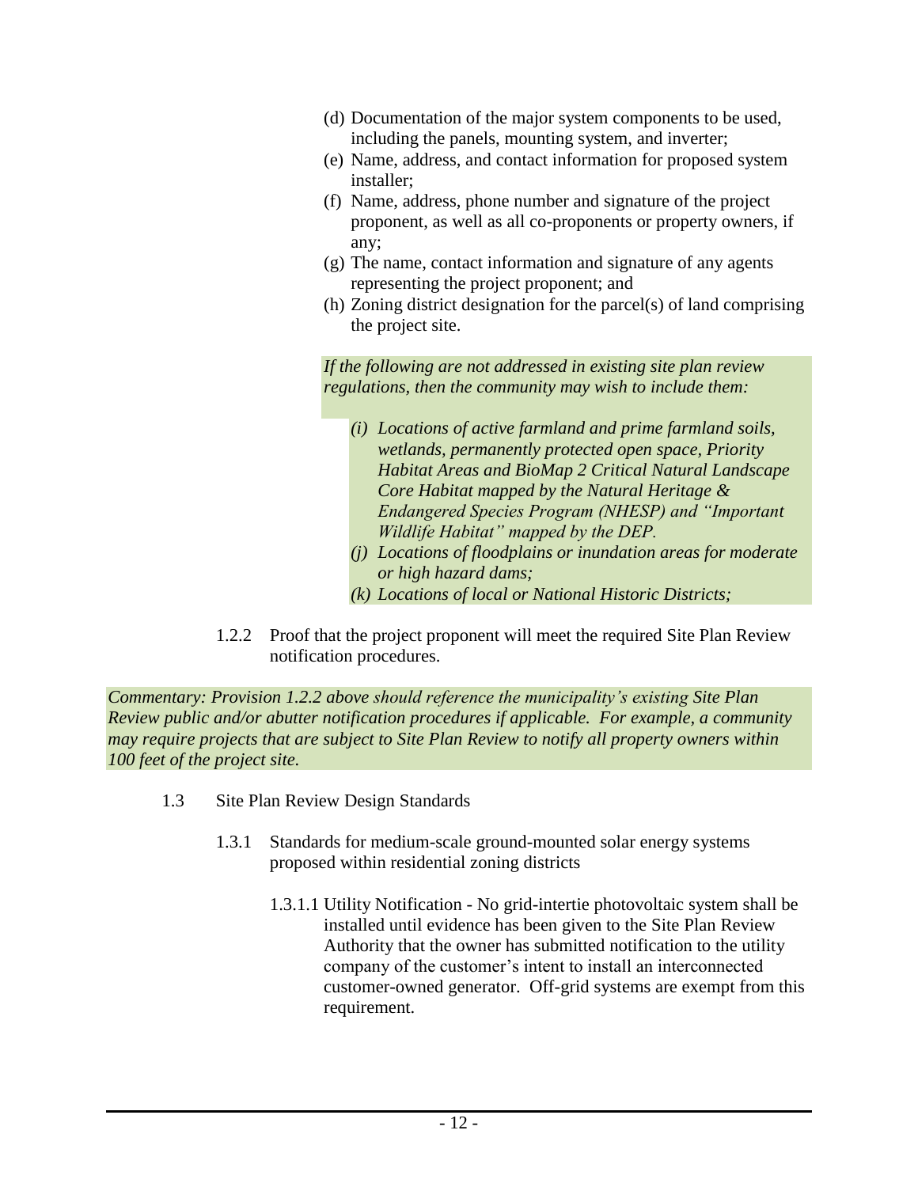(d) Documentation of the major system components to be used, including the panels, mounting system, and inverter;

(e) Name, address, and contact information for proposed system installer;

(f) Name, address, phone number and signature of the project proponent, as well as all co-proponents or property owners, if any;

(g) The name, contact information and signature of any agents representing the project proponent; and

(h) Zoning district designation for the parcel(s) of land comprising the project site.

*If the following are not addressed in existing site plan review regulations, then the community may wish to include them:*

*(i) Locations of active farmland and prime farmland soils, wetlands, permanently protected open space, Priority Habitat Areas and BioMap 2 Critical Natural Landscape Core Habitat mapped by the Natural Heritage & Endangered Species Program (NHESP) and "Important Wildlife Habitat" mapped by the DEP.*

*(j) Locations of floodplains or inundation areas for moderate or high hazard dams;*

*(k) Locations of local or National Historic Districts;*

1.2.2 Proof that the project proponent will meet the required Site Plan Review notification procedures.

*Commentary: Provision 1.2.2 above should reference the municipality's existing Site Plan Review public and/or abutter notification procedures if applicable. For example, a community may require projects that are subject to Site Plan Review to notify all property owners within 100 feet of the project site.*

1.3 Site Plan Review Design Standards

1.3.1 Standards for medium-scale ground-mounted solar energy systems proposed within residential zoning districts

1.3.1.1 Utility Notification - No grid-intertie photovoltaic system shall be installed until evidence has been given to the Site Plan Review Authority that the owner has submitted notification to the utility company of the customer's intent to install an interconnected customer-owned generator. Off-grid systems are exempt from this requirement.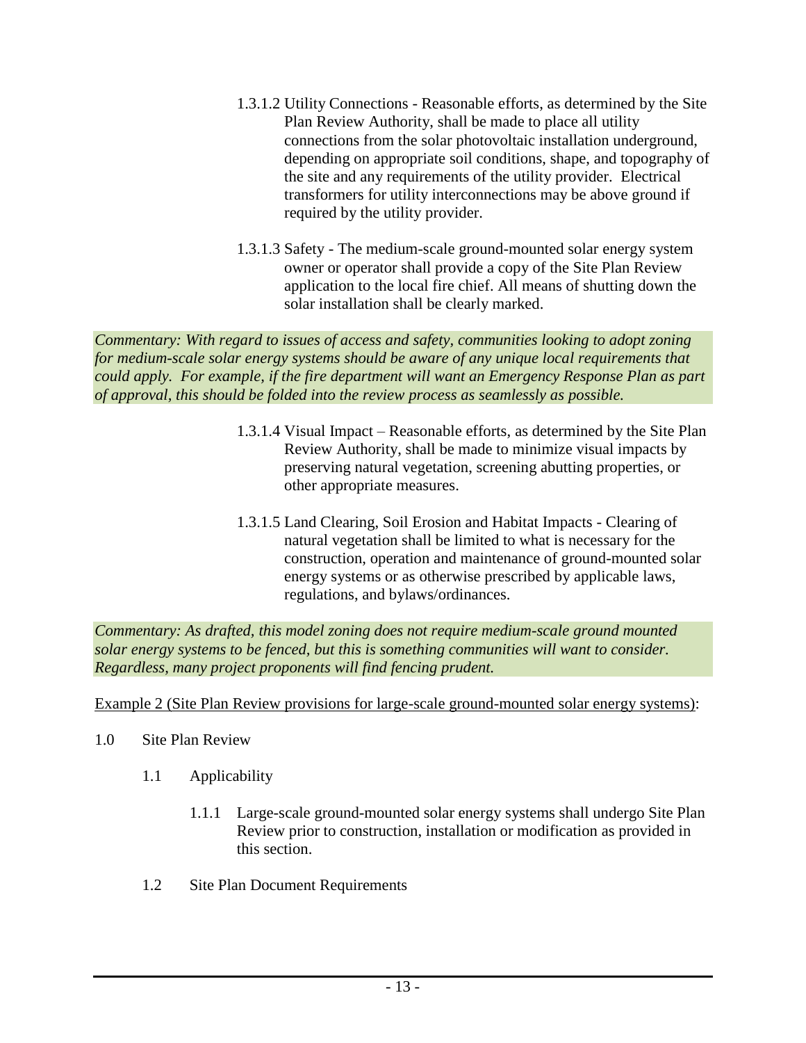1.3.1.2 Utility Connections - Reasonable efforts, as determined by the Site Plan Review Authority, shall be made to place all utility connections from the solar photovoltaic installation underground, depending on appropriate soil conditions, shape, and topography of the site and any requirements of the utility provider. Electrical transformers for utility interconnections may be above ground if required by the utility provider.

1.3.1.3 Safety - The medium-scale ground-mounted solar energy system owner or operator shall provide a copy of the Site Plan Review application to the local fire chief. All means of shutting down the solar installation shall be clearly marked.

*Commentary: With regard to issues of access and safety, communities looking to adopt zoning for medium-scale solar energy systems should be aware of any unique local requirements that could apply. For example, if the fire department will want an Emergency Response Plan as part of approval, this should be folded into the review process as seamlessly as possible.*

1.3.1.4 Visual Impact – Reasonable efforts, as determined by the Site Plan Review Authority, shall be made to minimize visual impacts by preserving natural vegetation, screening abutting properties, or other appropriate measures.

1.3.1.5 Land Clearing, Soil Erosion and Habitat Impacts - Clearing of natural vegetation shall be limited to what is necessary for the construction, operation and maintenance of ground-mounted solar energy systems or as otherwise prescribed by applicable laws, regulations, and bylaws/ordinances.

*Commentary: As drafted, this model zoning does not require medium-scale ground mounted solar energy systems to be fenced, but this is something communities will want to consider. Regardless, many project proponents will find fencing prudent.*

<u>Example 2 (Site Plan Review provisions for large-scale ground-mounted solar energy systems)</u>:

1.0 Site Plan Review

1.1 Applicability

1.1.1 Large-scale ground-mounted solar energy systems shall undergo Site Plan Review prior to construction, installation or modification as provided in this section.

1.2 Site Plan Document Requirements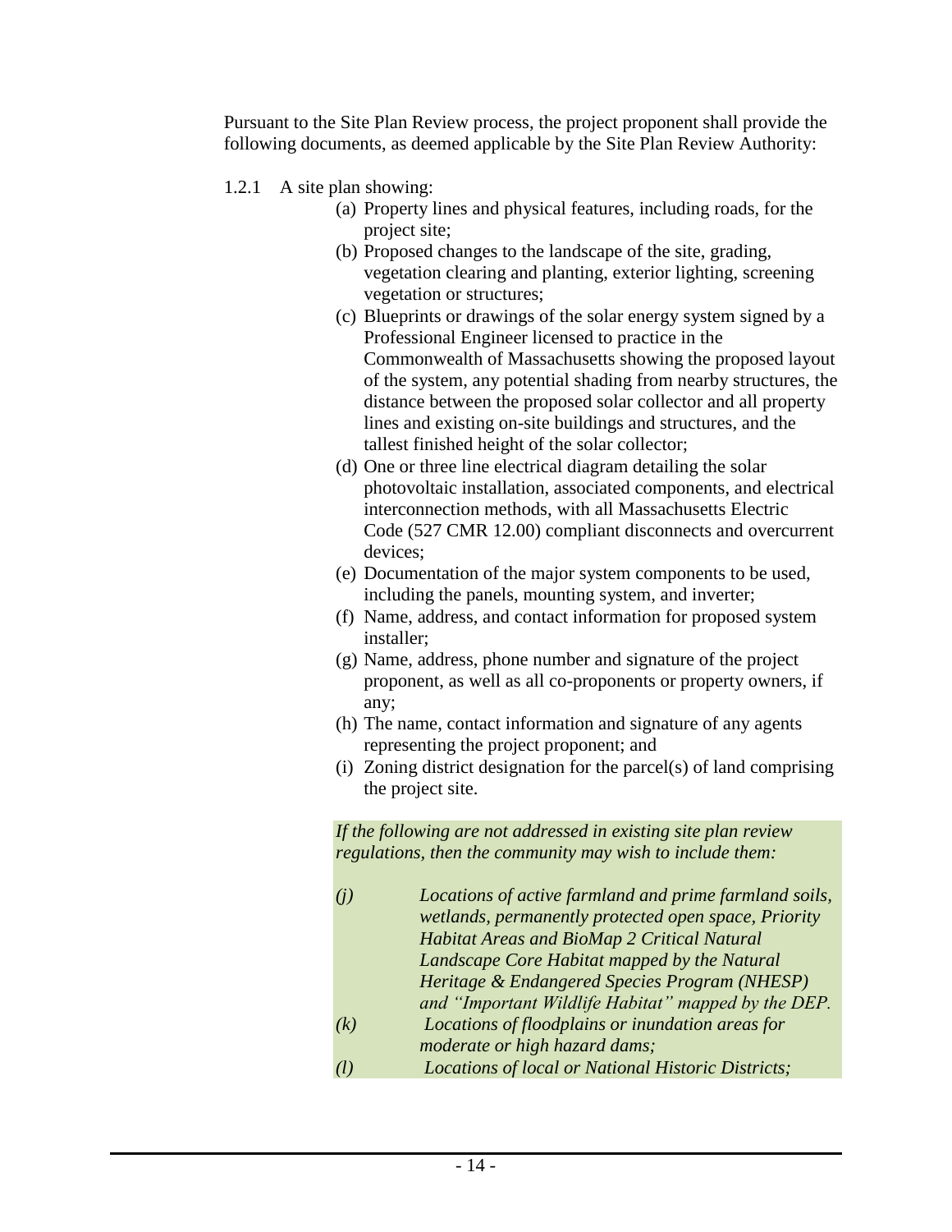Pursuant to the Site Plan Review process, the project proponent shall provide the following documents, as deemed applicable by the Site Plan Review Authority:

1.2.1 A site plan showing:

(a) Property lines and physical features, including roads, for the project site;

(b) Proposed changes to the landscape of the site, grading, vegetation clearing and planting, exterior lighting, screening vegetation or structures;

(c) Blueprints or drawings of the solar energy system signed by a Professional Engineer licensed to practice in the Commonwealth of Massachusetts showing the proposed layout of the system, any potential shading from nearby structures, the distance between the proposed solar collector and all property lines and existing on-site buildings and structures, and the tallest finished height of the solar collector;

(d) One or three line electrical diagram detailing the solar photovoltaic installation, associated components, and electrical interconnection methods, with all Massachusetts Electric Code (527 CMR 12.00) compliant disconnects and overcurrent devices;

(e) Documentation of the major system components to be used, including the panels, mounting system, and inverter;

(f) Name, address, and contact information for proposed system installer;

(g) Name, address, phone number and signature of the project proponent, as well as all co-proponents or property owners, if any;

(h) The name, contact information and signature of any agents representing the project proponent; and

(i) Zoning district designation for the parcel(s) of land comprising the project site.

*If the following are not addressed in existing site plan review regulations, then the community may wish to include them:*

*(j) Locations of active farmland and prime farmland soils, wetlands, permanently protected open space, Priority Habitat Areas and BioMap 2 Critical Natural Landscape Core Habitat mapped by the Natural Heritage & Endangered Species Program (NHESP) and "Important Wildlife Habitat" mapped by the DEP.*

*(k) Locations of floodplains or inundation areas for moderate or high hazard dams;*

*(l) Locations of local or National Historic Districts;*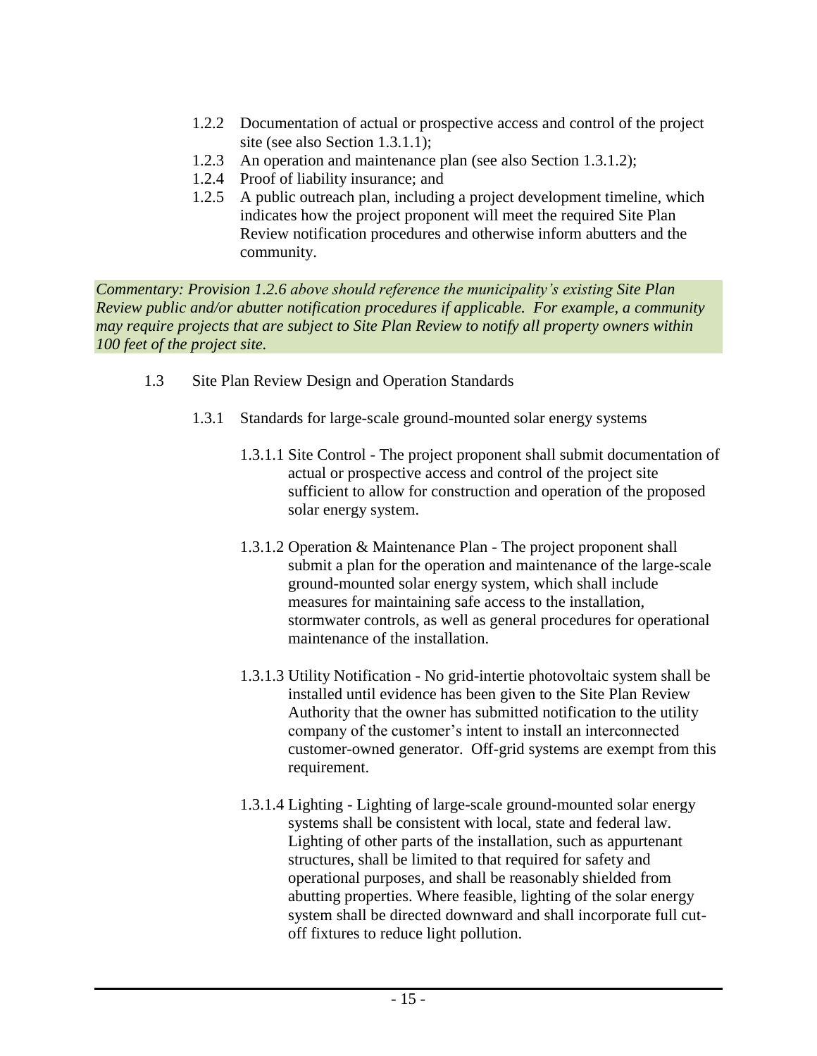1.2.2 Documentation of actual or prospective access and control of the project site (see also Section 1.3.1.1);

1.2.3 An operation and maintenance plan (see also Section 1.3.1.2);

1.2.4 Proof of liability insurance; and

1.2.5 A public outreach plan, including a project development timeline, which indicates how the project proponent will meet the required Site Plan Review notification procedures and otherwise inform abutters and the community.

*Commentary: Provision 1.2.6 above should reference the municipality's existing Site Plan Review public and/or abutter notification procedures if applicable. For example, a community may require projects that are subject to Site Plan Review to notify all property owners within 100 feet of the project site.*

1.3 Site Plan Review Design and Operation Standards

1.3.1 Standards for large-scale ground-mounted solar energy systems

1.3.1.1 Site Control - The project proponent shall submit documentation of actual or prospective access and control of the project site sufficient to allow for construction and operation of the proposed solar energy system.

1.3.1.2 Operation & Maintenance Plan - The project proponent shall submit a plan for the operation and maintenance of the large-scale ground-mounted solar energy system, which shall include measures for maintaining safe access to the installation, stormwater controls, as well as general procedures for operational maintenance of the installation.

1.3.1.3 Utility Notification - No grid-intertie photovoltaic system shall be installed until evidence has been given to the Site Plan Review Authority that the owner has submitted notification to the utility company of the customer's intent to install an interconnected customer-owned generator. Off-grid systems are exempt from this requirement.

1.3.1.4 Lighting - Lighting of large-scale ground-mounted solar energy systems shall be consistent with local, state and federal law. Lighting of other parts of the installation, such as appurtenant structures, shall be limited to that required for safety and operational purposes, and shall be reasonably shielded from abutting properties. Where feasible, lighting of the solar energy system shall be directed downward and shall incorporate full cut-off fixtures to reduce light pollution.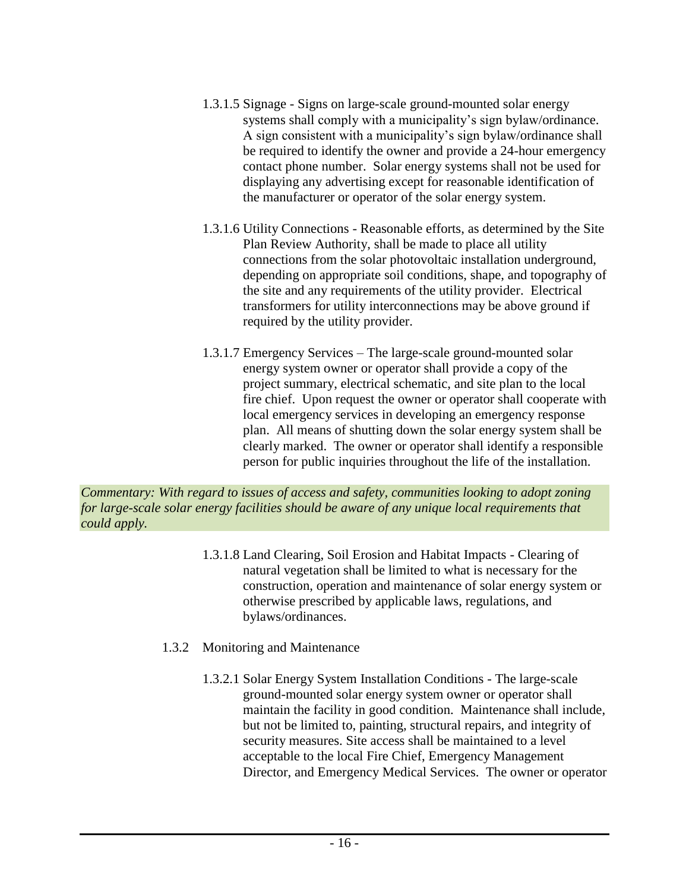1.3.1.5 Signage - Signs on large-scale ground-mounted solar energy systems shall comply with a municipality's sign bylaw/ordinance. A sign consistent with a municipality's sign bylaw/ordinance shall be required to identify the owner and provide a 24-hour emergency contact phone number. Solar energy systems shall not be used for displaying any advertising except for reasonable identification of the manufacturer or operator of the solar energy system.

1.3.1.6 Utility Connections - Reasonable efforts, as determined by the Site Plan Review Authority, shall be made to place all utility connections from the solar photovoltaic installation underground, depending on appropriate soil conditions, shape, and topography of the site and any requirements of the utility provider. Electrical transformers for utility interconnections may be above ground if required by the utility provider.

1.3.1.7 Emergency Services – The large-scale ground-mounted solar energy system owner or operator shall provide a copy of the project summary, electrical schematic, and site plan to the local fire chief. Upon request the owner or operator shall cooperate with local emergency services in developing an emergency response plan. All means of shutting down the solar energy system shall be clearly marked. The owner or operator shall identify a responsible person for public inquiries throughout the life of the installation.

*Commentary: With regard to issues of access and safety, communities looking to adopt zoning for large-scale solar energy facilities should be aware of any unique local requirements that could apply.*

1.3.1.8 Land Clearing, Soil Erosion and Habitat Impacts - Clearing of natural vegetation shall be limited to what is necessary for the construction, operation and maintenance of solar energy system or otherwise prescribed by applicable laws, regulations, and bylaws/ordinances.

1.3.2 Monitoring and Maintenance

1.3.2.1 Solar Energy System Installation Conditions - The large-scale ground-mounted solar energy system owner or operator shall maintain the facility in good condition. Maintenance shall include, but not be limited to, painting, structural repairs, and integrity of security measures. Site access shall be maintained to a level acceptable to the local Fire Chief, Emergency Management Director, and Emergency Medical Services. The owner or operator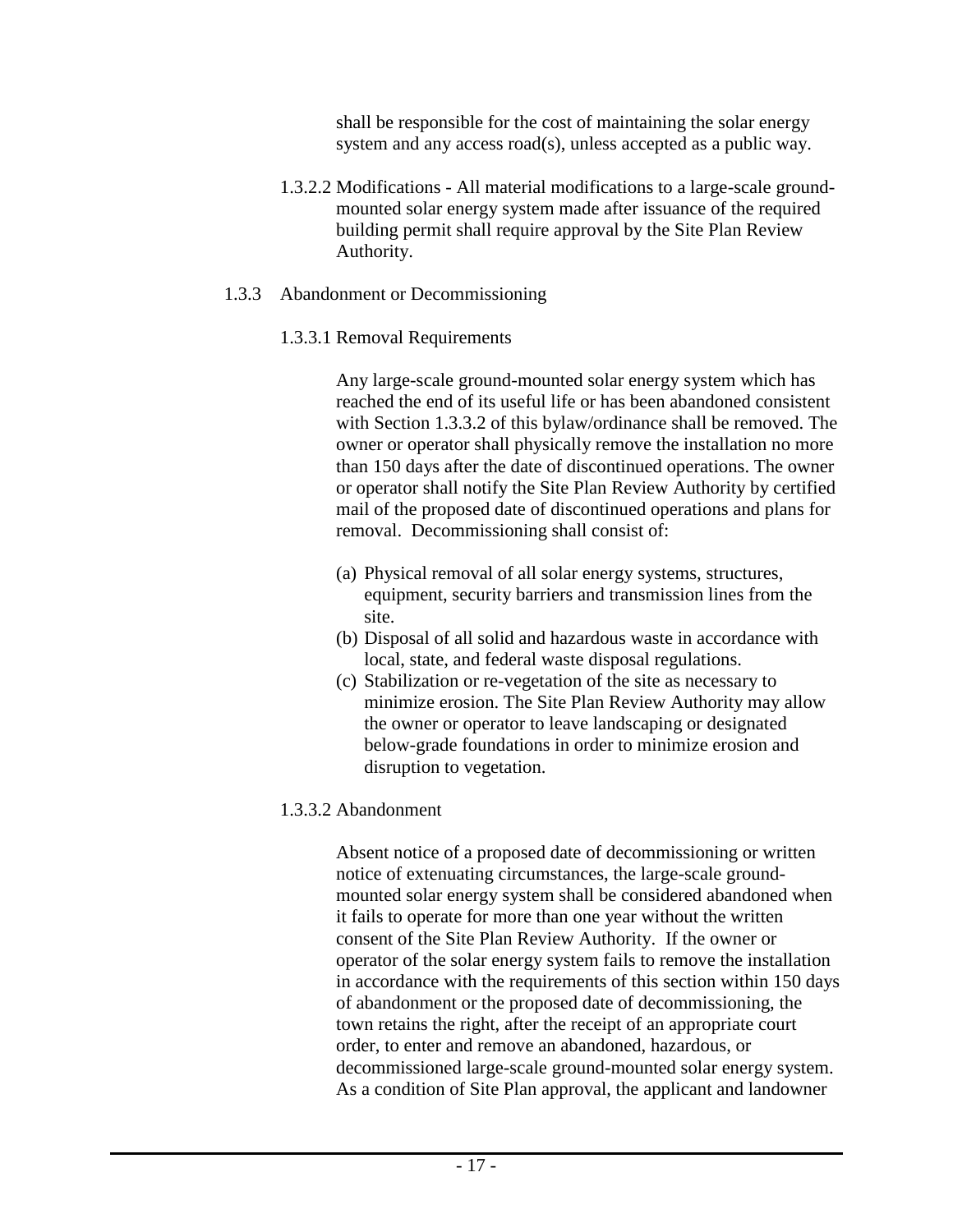shall be responsible for the cost of maintaining the solar energy system and any access road(s), unless accepted as a public way.

1.3.2.2 Modifications - All material modifications to a large-scale ground-mounted solar energy system made after issuance of the required building permit shall require approval by the Site Plan Review Authority.

### 1.3.3 Abandonment or Decommissioning

#### 1.3.3.1 Removal Requirements

Any large-scale ground-mounted solar energy system which has reached the end of its useful life or has been abandoned consistent with Section 1.3.3.2 of this bylaw/ordinance shall be removed. The owner or operator shall physically remove the installation no more than 150 days after the date of discontinued operations. The owner or operator shall notify the Site Plan Review Authority by certified mail of the proposed date of discontinued operations and plans for removal. Decommissioning shall consist of:

(a) Physical removal of all solar energy systems, structures, equipment, security barriers and transmission lines from the site.
(b) Disposal of all solid and hazardous waste in accordance with local, state, and federal waste disposal regulations.
(c) Stabilization or re-vegetation of the site as necessary to minimize erosion. The Site Plan Review Authority may allow the owner or operator to leave landscaping or designated below-grade foundations in order to minimize erosion and disruption to vegetation.

#### 1.3.3.2 Abandonment

Absent notice of a proposed date of decommissioning or written notice of extenuating circumstances, the large-scale ground-mounted solar energy system shall be considered abandoned when it fails to operate for more than one year without the written consent of the Site Plan Review Authority. If the owner or operator of the solar energy system fails to remove the installation in accordance with the requirements of this section within 150 days of abandonment or the proposed date of decommissioning, the town retains the right, after the receipt of an appropriate court order, to enter and remove an abandoned, hazardous, or decommissioned large-scale ground-mounted solar energy system. As a condition of Site Plan approval, the applicant and landowner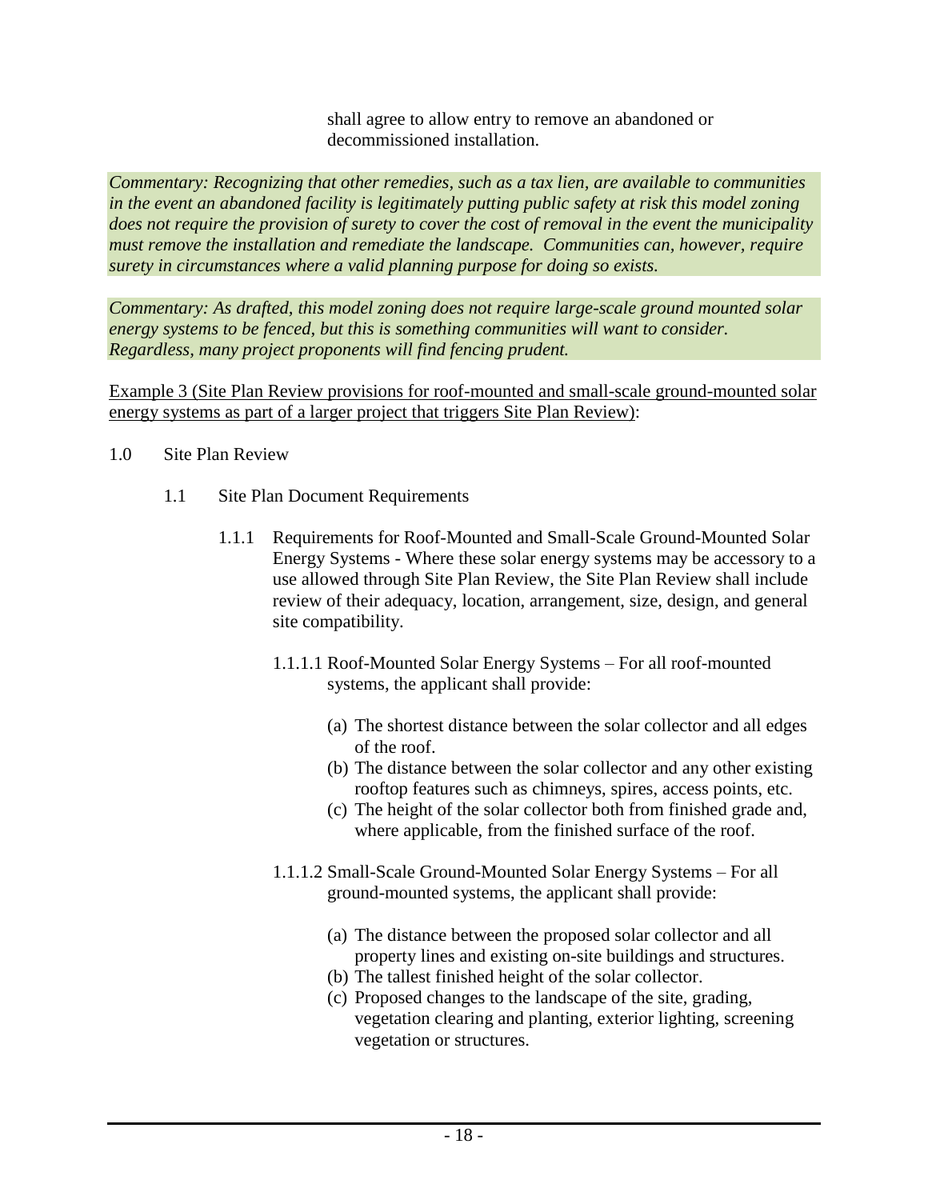shall agree to allow entry to remove an abandoned or decommissioned installation.

*Commentary: Recognizing that other remedies, such as a tax lien, are available to communities in the event an abandoned facility is legitimately putting public safety at risk this model zoning does not require the provision of surety to cover the cost of removal in the event the municipality must remove the installation and remediate the landscape. Communities can, however, require surety in circumstances where a valid planning purpose for doing so exists.*

*Commentary: As drafted, this model zoning does not require large-scale ground mounted solar energy systems to be fenced, but this is something communities will want to consider. Regardless, many project proponents will find fencing prudent.*

<u>Example 3 (Site Plan Review provisions for roof-mounted and small-scale ground-mounted solar energy systems as part of a larger project that triggers Site Plan Review)</u>:

1.0 Site Plan Review

1.1 Site Plan Document Requirements

1.1.1 Requirements for Roof-Mounted and Small-Scale Ground-Mounted Solar Energy Systems - Where these solar energy systems may be accessory to a use allowed through Site Plan Review, the Site Plan Review shall include review of their adequacy, location, arrangement, size, design, and general site compatibility.

1.1.1.1 Roof-Mounted Solar Energy Systems – For all roof-mounted systems, the applicant shall provide:

(a) The shortest distance between the solar collector and all edges of the roof.
(b) The distance between the solar collector and any other existing rooftop features such as chimneys, spires, access points, etc.
(c) The height of the solar collector both from finished grade and, where applicable, from the finished surface of the roof.

1.1.1.2 Small-Scale Ground-Mounted Solar Energy Systems – For all ground-mounted systems, the applicant shall provide:

(a) The distance between the proposed solar collector and all property lines and existing on-site buildings and structures.
(b) The tallest finished height of the solar collector.
(c) Proposed changes to the landscape of the site, grading, vegetation clearing and planting, exterior lighting, screening vegetation or structures.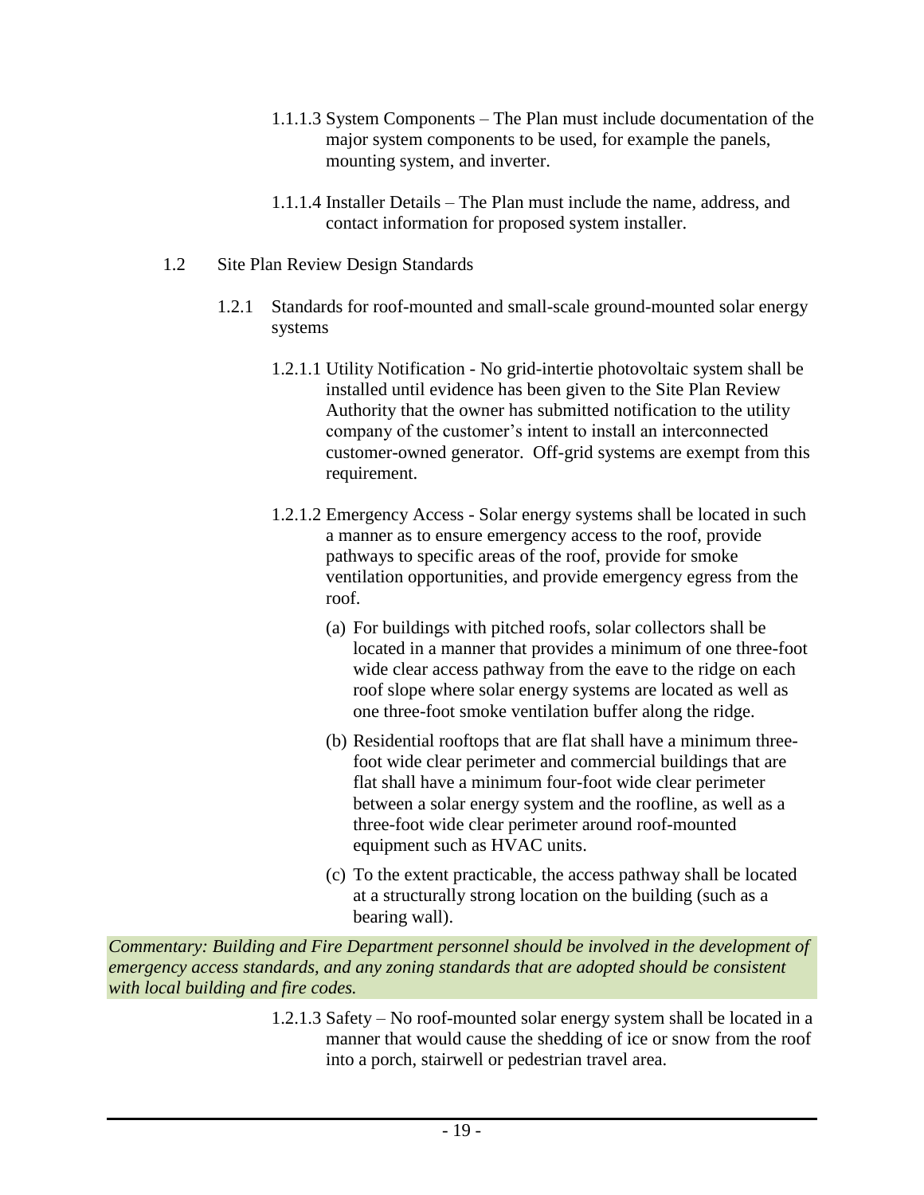1.1.1.3 System Components – The Plan must include documentation of the major system components to be used, for example the panels, mounting system, and inverter.

1.1.1.4 Installer Details – The Plan must include the name, address, and contact information for proposed system installer.

1.2 Site Plan Review Design Standards

1.2.1 Standards for roof-mounted and small-scale ground-mounted solar energy systems

1.2.1.1 Utility Notification - No grid-intertie photovoltaic system shall be installed until evidence has been given to the Site Plan Review Authority that the owner has submitted notification to the utility company of the customer's intent to install an interconnected customer-owned generator. Off-grid systems are exempt from this requirement.

1.2.1.2 Emergency Access - Solar energy systems shall be located in such a manner as to ensure emergency access to the roof, provide pathways to specific areas of the roof, provide for smoke ventilation opportunities, and provide emergency egress from the roof.

(a) For buildings with pitched roofs, solar collectors shall be located in a manner that provides a minimum of one three-foot wide clear access pathway from the eave to the ridge on each roof slope where solar energy systems are located as well as one three-foot smoke ventilation buffer along the ridge.

(b) Residential rooftops that are flat shall have a minimum three-foot wide clear perimeter and commercial buildings that are flat shall have a minimum four-foot wide clear perimeter between a solar energy system and the roofline, as well as a three-foot wide clear perimeter around roof-mounted equipment such as HVAC units.

(c) To the extent practicable, the access pathway shall be located at a structurally strong location on the building (such as a bearing wall).

*Commentary: Building and Fire Department personnel should be involved in the development of emergency access standards, and any zoning standards that are adopted should be consistent with local building and fire codes.*

1.2.1.3 Safety – No roof-mounted solar energy system shall be located in a manner that would cause the shedding of ice or snow from the roof into a porch, stairwell or pedestrian travel area.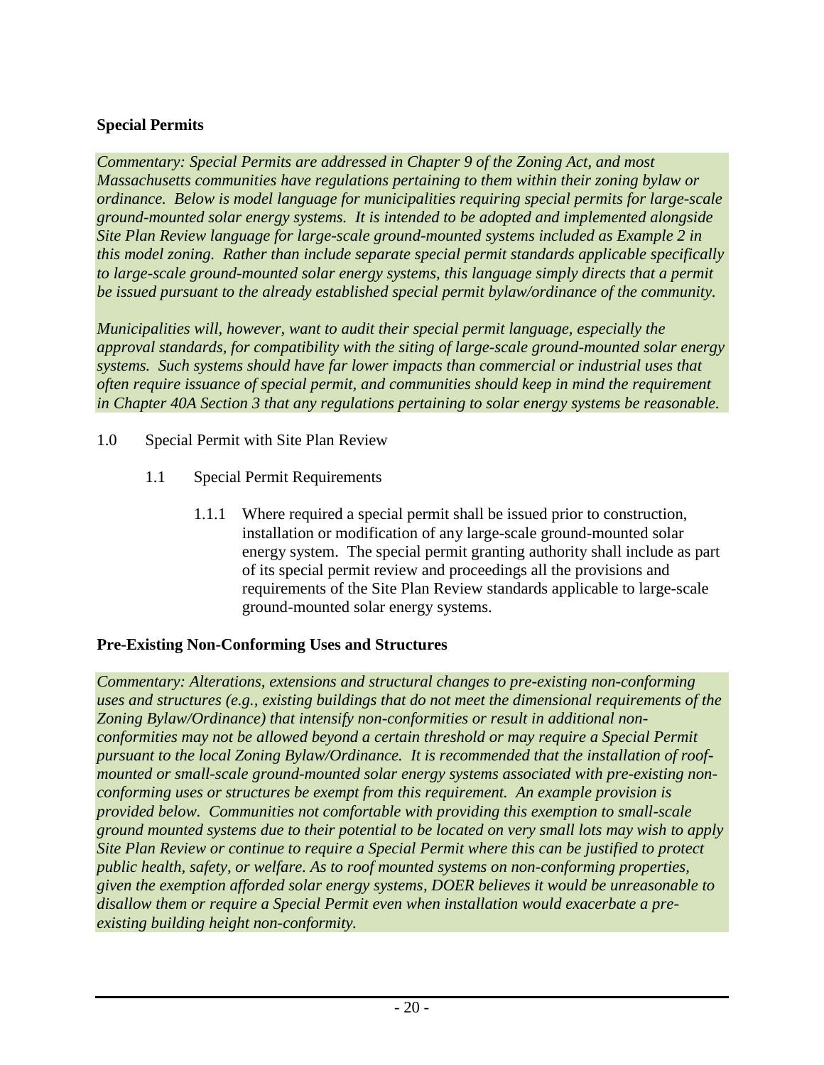## Special Permits

*Commentary: Special Permits are addressed in Chapter 9 of the Zoning Act, and most Massachusetts communities have regulations pertaining to them within their zoning bylaw or ordinance. Below is model language for municipalities requiring special permits for large-scale ground-mounted solar energy systems. It is intended to be adopted and implemented alongside Site Plan Review language for large-scale ground-mounted systems included as Example 2 in this model zoning. Rather than include separate special permit standards applicable specifically to large-scale ground-mounted solar energy systems, this language simply directs that a permit be issued pursuant to the already established special permit bylaw/ordinance of the community.*

*Municipalities will, however, want to audit their special permit language, especially the approval standards, for compatibility with the siting of large-scale ground-mounted solar energy systems. Such systems should have far lower impacts than commercial or industrial uses that often require issuance of special permit, and communities should keep in mind the requirement in Chapter 40A Section 3 that any regulations pertaining to solar energy systems be reasonable.*

1.0 Special Permit with Site Plan Review

1.1 Special Permit Requirements

1.1.1 Where required a special permit shall be issued prior to construction, installation or modification of any large-scale ground-mounted solar energy system. The special permit granting authority shall include as part of its special permit review and proceedings all the provisions and requirements of the Site Plan Review standards applicable to large-scale ground-mounted solar energy systems.

## Pre-Existing Non-Conforming Uses and Structures

*Commentary: Alterations, extensions and structural changes to pre-existing non-conforming uses and structures (e.g., existing buildings that do not meet the dimensional requirements of the Zoning Bylaw/Ordinance) that intensify non-conformities or result in additional non-conformities may not be allowed beyond a certain threshold or may require a Special Permit pursuant to the local Zoning Bylaw/Ordinance. It is recommended that the installation of roof-mounted or small-scale ground-mounted solar energy systems associated with pre-existing non-conforming uses or structures be exempt from this requirement. An example provision is provided below. Communities not comfortable with providing this exemption to small-scale ground mounted systems due to their potential to be located on very small lots may wish to apply Site Plan Review or continue to require a Special Permit where this can be justified to protect public health, safety, or welfare. As to roof mounted systems on non-conforming properties, given the exemption afforded solar energy systems, DOER believes it would be unreasonable to disallow them or require a Special Permit even when installation would exacerbate a pre-existing building height non-conformity.*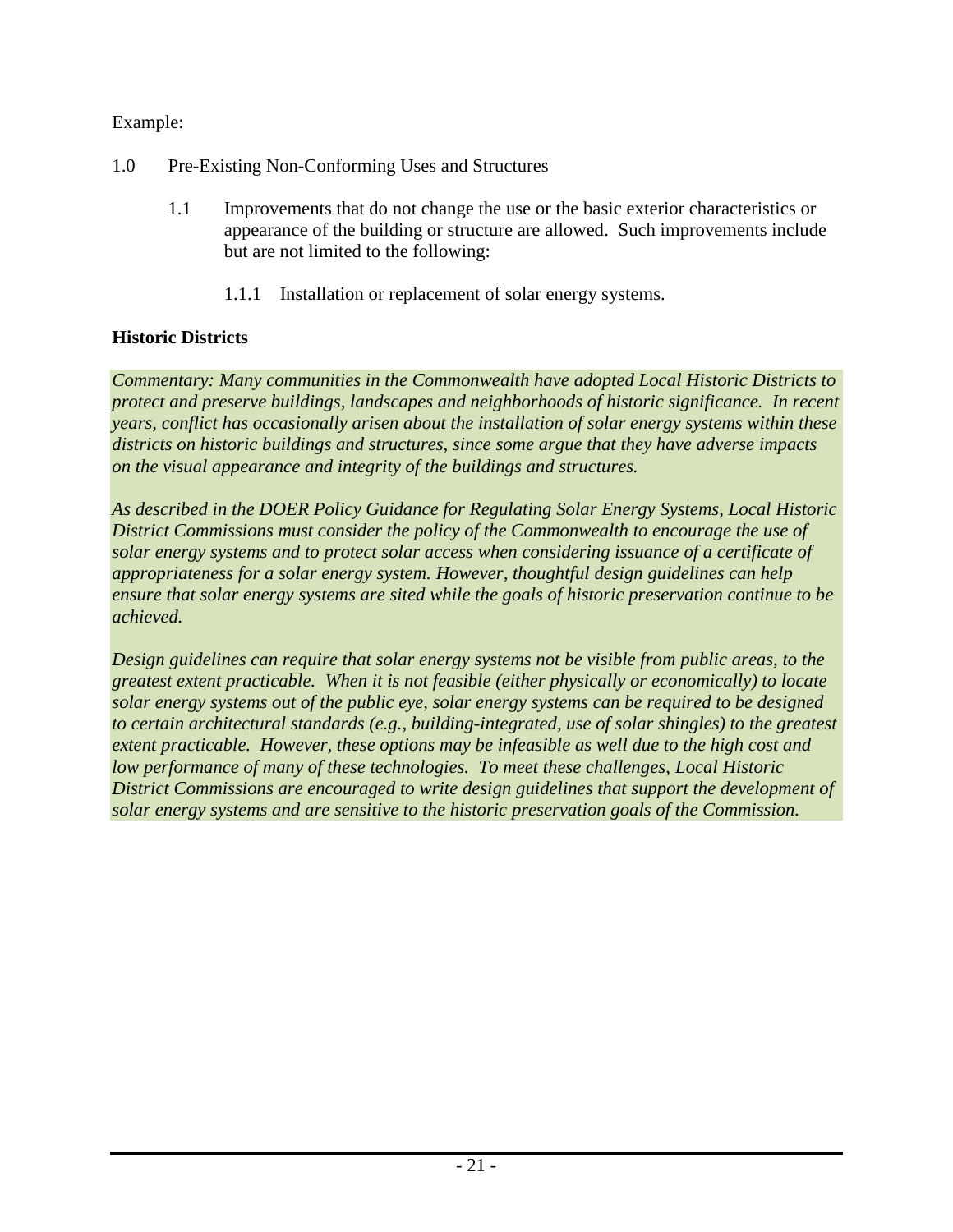Example:

1.0 Pre-Existing Non-Conforming Uses and Structures

1.1 Improvements that do not change the use or the basic exterior characteristics or appearance of the building or structure are allowed. Such improvements include but are not limited to the following:

1.1.1 Installation or replacement of solar energy systems.

**Historic Districts**

*Commentary: Many communities in the Commonwealth have adopted Local Historic Districts to protect and preserve buildings, landscapes and neighborhoods of historic significance. In recent years, conflict has occasionally arisen about the installation of solar energy systems within these districts on historic buildings and structures, since some argue that they have adverse impacts on the visual appearance and integrity of the buildings and structures.*

*As described in the DOER Policy Guidance for Regulating Solar Energy Systems, Local Historic District Commissions must consider the policy of the Commonwealth to encourage the use of solar energy systems and to protect solar access when considering issuance of a certificate of appropriateness for a solar energy system. However, thoughtful design guidelines can help ensure that solar energy systems are sited while the goals of historic preservation continue to be achieved.*

*Design guidelines can require that solar energy systems not be visible from public areas, to the greatest extent practicable. When it is not feasible (either physically or economically) to locate solar energy systems out of the public eye, solar energy systems can be required to be designed to certain architectural standards (e.g., building-integrated, use of solar shingles) to the greatest extent practicable. However, these options may be infeasible as well due to the high cost and low performance of many of these technologies. To meet these challenges, Local Historic District Commissions are encouraged to write design guidelines that support the development of solar energy systems and are sensitive to the historic preservation goals of the Commission.*